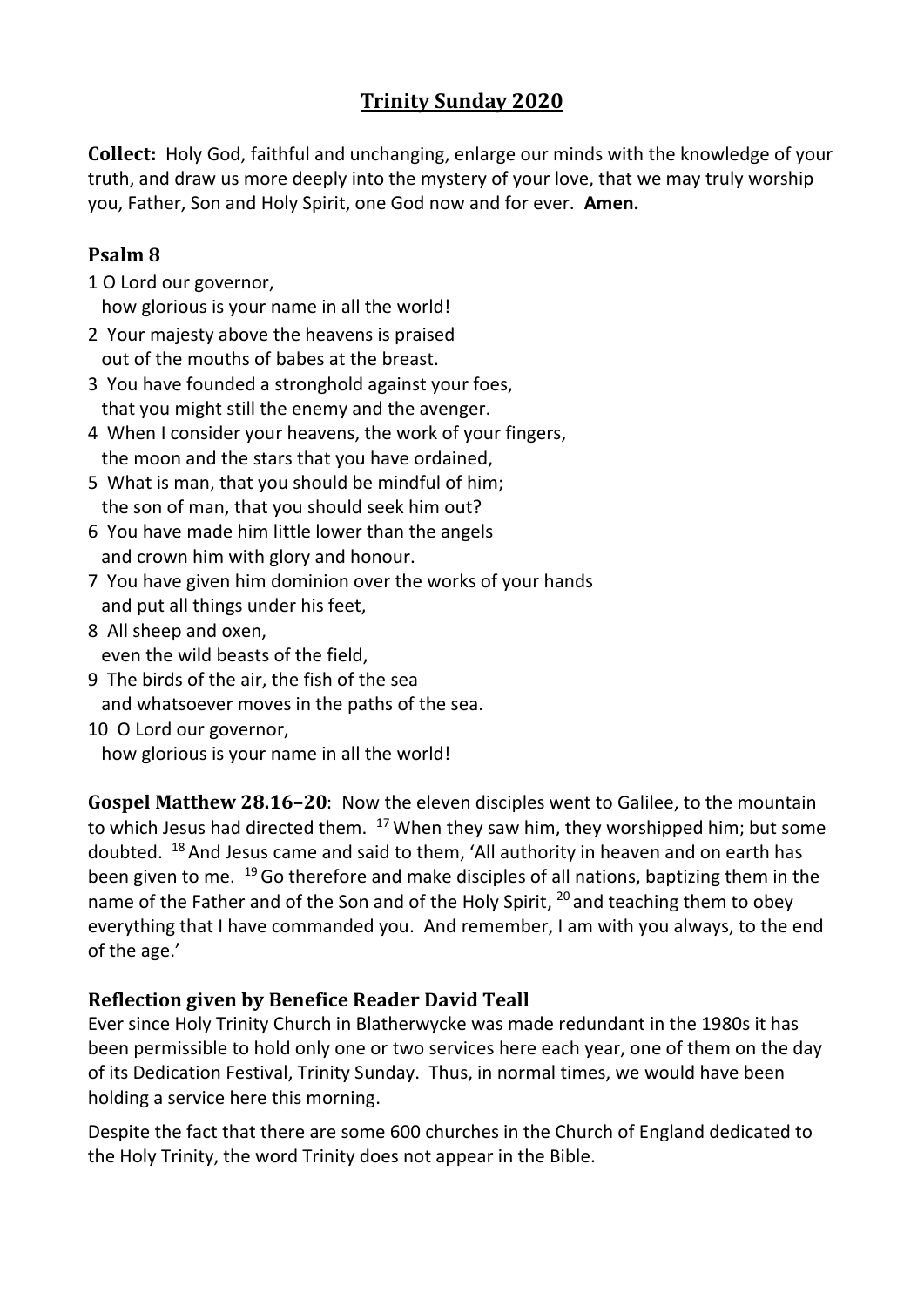# Trinity Sunday 2020

**Collect:** Holy God, faithful and unchanging, enlarge our minds with the knowledge of your truth, and draw us more deeply into the mystery of your love, that we may truly worship you, Father, Son and Holy Spirit, one God now and for ever. **Amen.**

## Psalm 8

1 O Lord our governor,
how glorious is your name in all the world!

2 Your majesty above the heavens is praised
out of the mouths of babes at the breast.

3 You have founded a stronghold against your foes,
that you might still the enemy and the avenger.

4 When I consider your heavens, the work of your fingers,
the moon and the stars that you have ordained,

5 What is man, that you should be mindful of him;
the son of man, that you should seek him out?

6 You have made him little lower than the angels
and crown him with glory and honour.

7 You have given him dominion over the works of your hands
and put all things under his feet,

8 All sheep and oxen,
even the wild beasts of the field,

9 The birds of the air, the fish of the sea
and whatsoever moves in the paths of the sea.

10 O Lord our governor,
how glorious is your name in all the world!

**Gospel Matthew 28.16–20**: Now the eleven disciples went to Galilee, to the mountain to which Jesus had directed them. [17] When they saw him, they worshipped him; but some doubted. [18] And Jesus came and said to them, 'All authority in heaven and on earth has been given to me. [19] Go therefore and make disciples of all nations, baptizing them in the name of the Father and of the Son and of the Holy Spirit, [20] and teaching them to obey everything that I have commanded you. And remember, I am with you always, to the end of the age.'

## Reflection given by Benefice Reader David Teall

Ever since Holy Trinity Church in Blatherwycke was made redundant in the 1980s it has been permissible to hold only one or two services here each year, one of them on the day of its Dedication Festival, Trinity Sunday. Thus, in normal times, we would have been holding a service here this morning.

Despite the fact that there are some 600 churches in the Church of England dedicated to the Holy Trinity, the word Trinity does not appear in the Bible.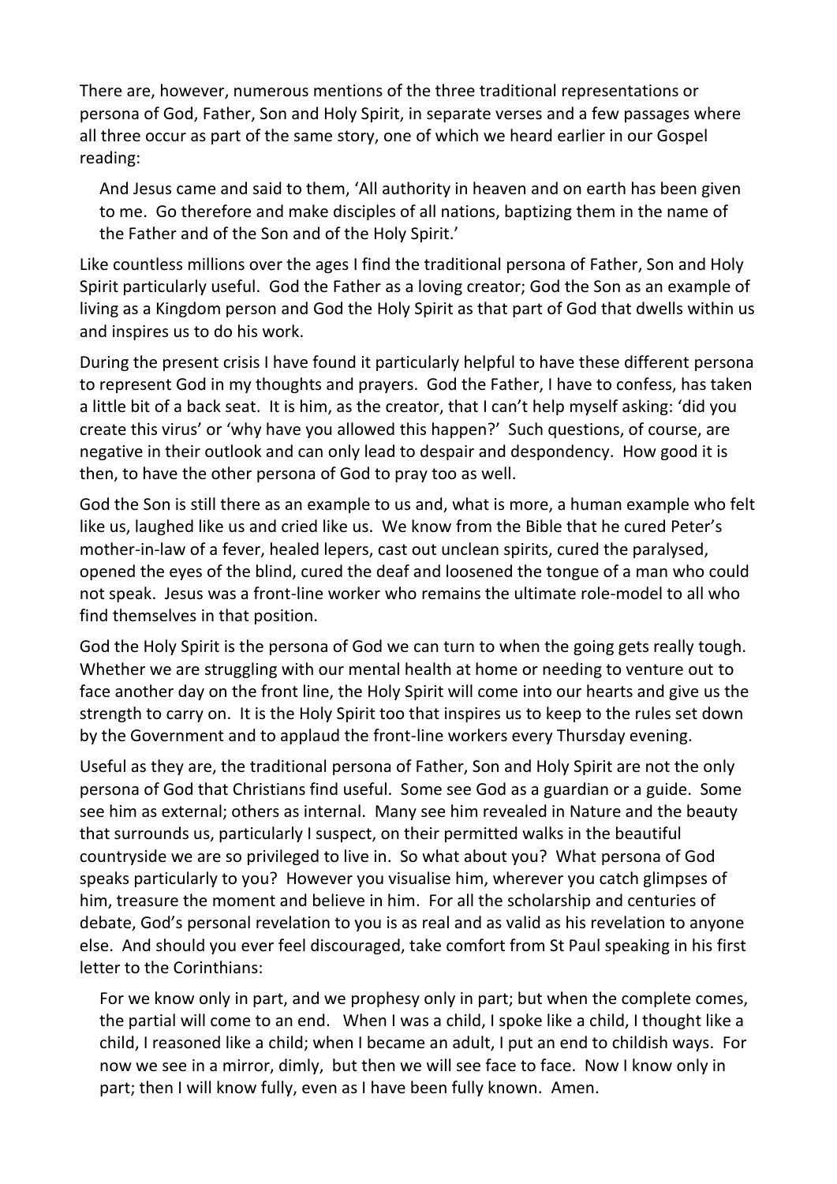There are, however, numerous mentions of the three traditional representations or persona of God, Father, Son and Holy Spirit, in separate verses and a few passages where all three occur as part of the same story, one of which we heard earlier in our Gospel reading:

> And Jesus came and said to them, 'All authority in heaven and on earth has been given to me. Go therefore and make disciples of all nations, baptizing them in the name of the Father and of the Son and of the Holy Spirit.'

Like countless millions over the ages I find the traditional persona of Father, Son and Holy Spirit particularly useful. God the Father as a loving creator; God the Son as an example of living as a Kingdom person and God the Holy Spirit as that part of God that dwells within us and inspires us to do his work.

During the present crisis I have found it particularly helpful to have these different persona to represent God in my thoughts and prayers. God the Father, I have to confess, has taken a little bit of a back seat. It is him, as the creator, that I can't help myself asking: 'did you create this virus' or 'why have you allowed this happen?' Such questions, of course, are negative in their outlook and can only lead to despair and despondency. How good it is then, to have the other persona of God to pray too as well.

God the Son is still there as an example to us and, what is more, a human example who felt like us, laughed like us and cried like us. We know from the Bible that he cured Peter's mother-in-law of a fever, healed lepers, cast out unclean spirits, cured the paralysed, opened the eyes of the blind, cured the deaf and loosened the tongue of a man who could not speak. Jesus was a front-line worker who remains the ultimate role-model to all who find themselves in that position.

God the Holy Spirit is the persona of God we can turn to when the going gets really tough. Whether we are struggling with our mental health at home or needing to venture out to face another day on the front line, the Holy Spirit will come into our hearts and give us the strength to carry on. It is the Holy Spirit too that inspires us to keep to the rules set down by the Government and to applaud the front-line workers every Thursday evening.

Useful as they are, the traditional persona of Father, Son and Holy Spirit are not the only persona of God that Christians find useful. Some see God as a guardian or a guide. Some see him as external; others as internal. Many see him revealed in Nature and the beauty that surrounds us, particularly I suspect, on their permitted walks in the beautiful countryside we are so privileged to live in. So what about you? What persona of God speaks particularly to you? However you visualise him, wherever you catch glimpses of him, treasure the moment and believe in him. For all the scholarship and centuries of debate, God's personal revelation to you is as real and as valid as his revelation to anyone else. And should you ever feel discouraged, take comfort from St Paul speaking in his first letter to the Corinthians:

> For we know only in part, and we prophesy only in part; but when the complete comes, the partial will come to an end. When I was a child, I spoke like a child, I thought like a child, I reasoned like a child; when I became an adult, I put an end to childish ways. For now we see in a mirror, dimly, but then we will see face to face. Now I know only in part; then I will know fully, even as I have been fully known. Amen.